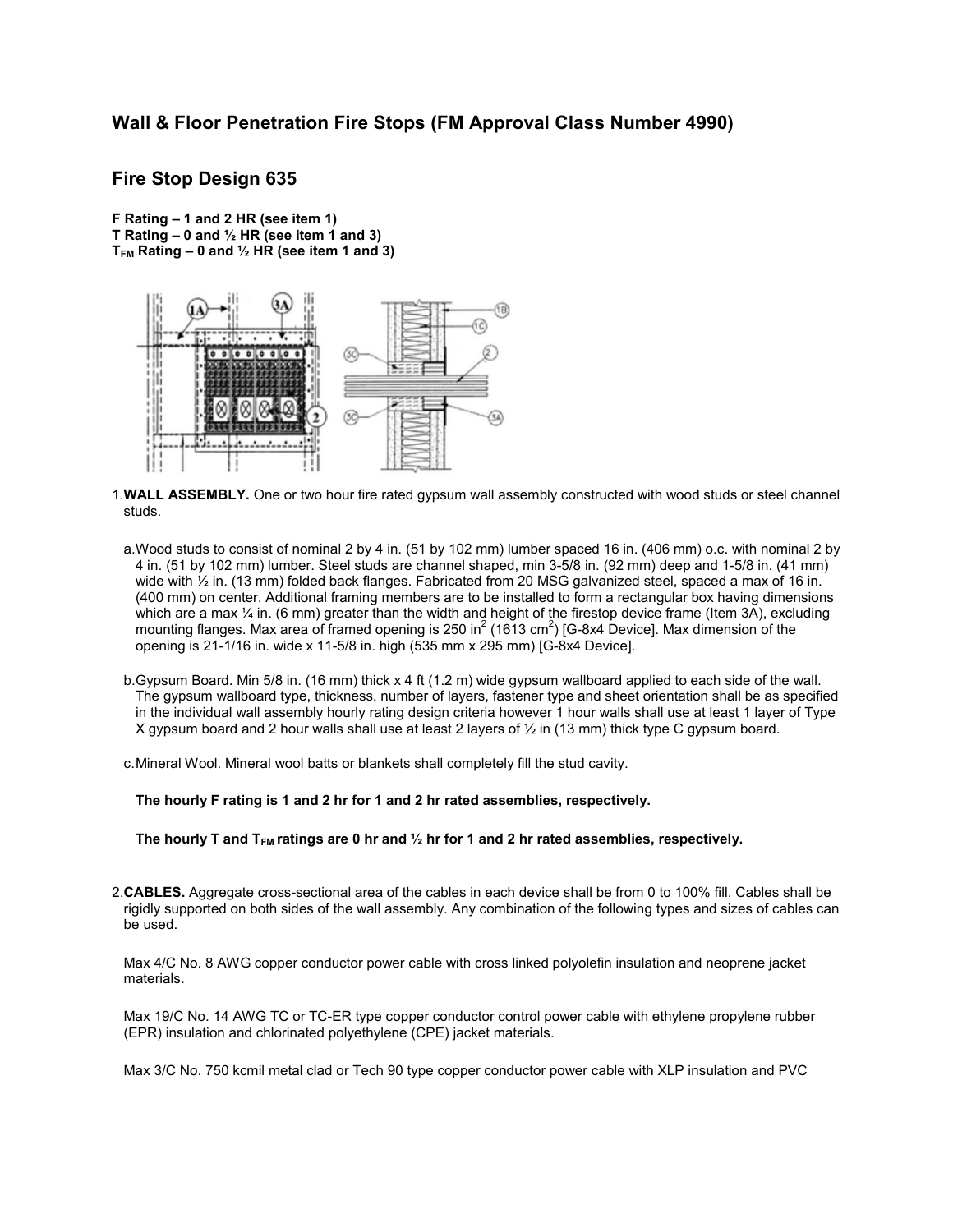## Wall & Floor Penetration Fire Stops (FM Approval Class Number 4990)

## Fire Stop Design 635

**F Rating – 1 and 2 HR (see item 1)**
**T Rating – 0 and ½ HR (see item 1 and 3)**
**$T_{FM}$ Rating – 0 and ½ HR (see item 1 and 3)**

1. **WALL ASSEMBLY.** One or two hour fire rated gypsum wall assembly constructed with wood studs or steel channel studs.

   a. Wood studs to consist of nominal 2 by 4 in. (51 by 102 mm) lumber spaced 16 in. (406 mm) o.c. with nominal 2 by 4 in. (51 by 102 mm) lumber. Steel studs are channel shaped, min 3-5/8 in. (92 mm) deep and 1-5/8 in. (41 mm) wide with ½ in. (13 mm) folded back flanges. Fabricated from 20 MSG galvanized steel, spaced a max of 16 in. (400 mm) on center. Additional framing members are to be installed to form a rectangular box having dimensions which are a max ¼ in. (6 mm) greater than the width and height of the firestop device frame (Item 3A), excluding mounting flanges. Max area of framed opening is 250 $in^2$ (1613 $cm^2$) [G-8x4 Device]. Max dimension of the opening is 21-1/16 in. wide x 11-5/8 in. high (535 mm x 295 mm) [G-8x4 Device].

   b. Gypsum Board. Min 5/8 in. (16 mm) thick x 4 ft (1.2 m) wide gypsum wallboard applied to each side of the wall. The gypsum wallboard type, thickness, number of layers, fastener type and sheet orientation shall be as specified in the individual wall assembly hourly rating design criteria however 1 hour walls shall use at least 1 layer of Type X gypsum board and 2 hour walls shall use at least 2 layers of ½ in (13 mm) thick type C gypsum board.

   c. Mineral Wool. Mineral wool batts or blankets shall completely fill the stud cavity.

   **The hourly F rating is 1 and 2 hr for 1 and 2 hr rated assemblies, respectively.**

   **The hourly T and $T_{FM}$ ratings are 0 hr and ½ hr for 1 and 2 hr rated assemblies, respectively.**

2. **CABLES.** Aggregate cross-sectional area of the cables in each device shall be from 0 to 100% fill. Cables shall be rigidly supported on both sides of the wall assembly. Any combination of the following types and sizes of cables can be used.

   Max 4/C No. 8 AWG copper conductor power cable with cross linked polyolefin insulation and neoprene jacket materials.

   Max 19/C No. 14 AWG TC or TC-ER type copper conductor control power cable with ethylene propylene rubber (EPR) insulation and chlorinated polyethylene (CPE) jacket materials.

   Max 3/C No. 750 kcmil metal clad or Tech 90 type copper conductor power cable with XLP insulation and PVC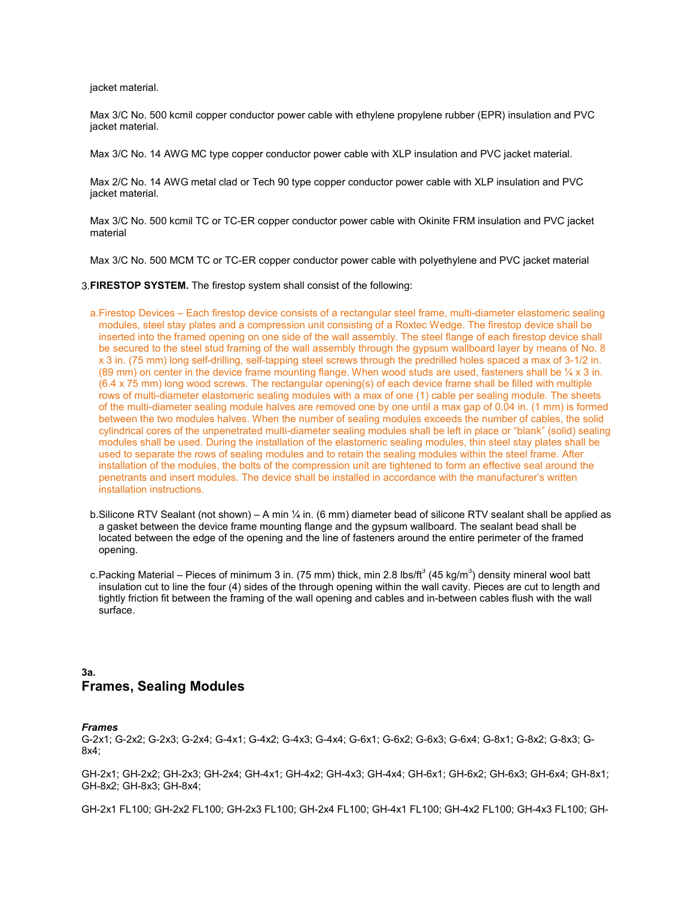jacket material.

Max 3/C No. 500 kcmil copper conductor power cable with ethylene propylene rubber (EPR) insulation and PVC jacket material.

Max 3/C No. 14 AWG MC type copper conductor power cable with XLP insulation and PVC jacket material.

Max 2/C No. 14 AWG metal clad or Tech 90 type copper conductor power cable with XLP insulation and PVC jacket material.

Max 3/C No. 500 kcmil TC or TC-ER copper conductor power cable with Okinite FRM insulation and PVC jacket material

Max 3/C No. 500 MCM TC or TC-ER copper conductor power cable with polyethylene and PVC jacket material

3. **FIRESTOP SYSTEM.** The firestop system shall consist of the following:

   a. Firestop Devices – Each firestop device consists of a rectangular steel frame, multi-diameter elastomeric sealing modules, steel stay plates and a compression unit consisting of a Roxtec Wedge. The firestop device shall be inserted into the framed opening on one side of the wall assembly. The steel flange of each firestop device shall be secured to the steel stud framing of the wall assembly through the gypsum wallboard layer by means of No. 8 x 3 in. (75 mm) long self-drilling, self-tapping steel screws through the predrilled holes spaced a max of 3-1/2 in. (89 mm) on center in the device frame mounting flange. When wood studs are used, fasteners shall be ¼ x 3 in. (6.4 x 75 mm) long wood screws. The rectangular opening(s) of each device frame shall be filled with multiple rows of multi-diameter elastomeric sealing modules with a max of one (1) cable per sealing module. The sheets of the multi-diameter sealing module halves are removed one by one until a max gap of 0.04 in. (1 mm) is formed between the two modules halves. When the number of sealing modules exceeds the number of cables, the solid cylindrical cores of the unpenetrated multi-diameter sealing modules shall be left in place or "blank" (solid) sealing modules shall be used. During the installation of the elastomeric sealing modules, thin steel stay plates shall be used to separate the rows of sealing modules and to retain the sealing modules within the steel frame. After installation of the modules, the bolts of the compression unit are tightened to form an effective seal around the penetrants and insert modules. The device shall be installed in accordance with the manufacturer's written installation instructions.

   b. Silicone RTV Sealant (not shown) – A min ¼ in. (6 mm) diameter bead of silicone RTV sealant shall be applied as a gasket between the device frame mounting flange and the gypsum wallboard. The sealant bead shall be located between the edge of the opening and the line of fasteners around the entire perimeter of the framed opening.

   c. Packing Material – Pieces of minimum 3 in. (75 mm) thick, min 2.8 lbs/ft$^3$ (45 kg/m$^3$) density mineral wool batt insulation cut to line the four (4) sides of the through opening within the wall cavity. Pieces are cut to length and tightly friction fit between the framing of the wall opening and cables and in-between cables flush with the wall surface.

**3a.**
## Frames, Sealing Modules

***Frames***
G-2x1; G-2x2; G-2x3; G-2x4; G-4x1; G-4x2; G-4x3; G-4x4; G-6x1; G-6x2; G-6x3; G-6x4; G-8x1; G-8x2; G-8x3; G-8x4;

GH-2x1; GH-2x2; GH-2x3; GH-2x4; GH-4x1; GH-4x2; GH-4x3; GH-4x4; GH-6x1; GH-6x2; GH-6x3; GH-6x4; GH-8x1; GH-8x2; GH-8x3; GH-8x4;

GH-2x1 FL100; GH-2x2 FL100; GH-2x3 FL100; GH-2x4 FL100; GH-4x1 FL100; GH-4x2 FL100; GH-4x3 FL100; GH-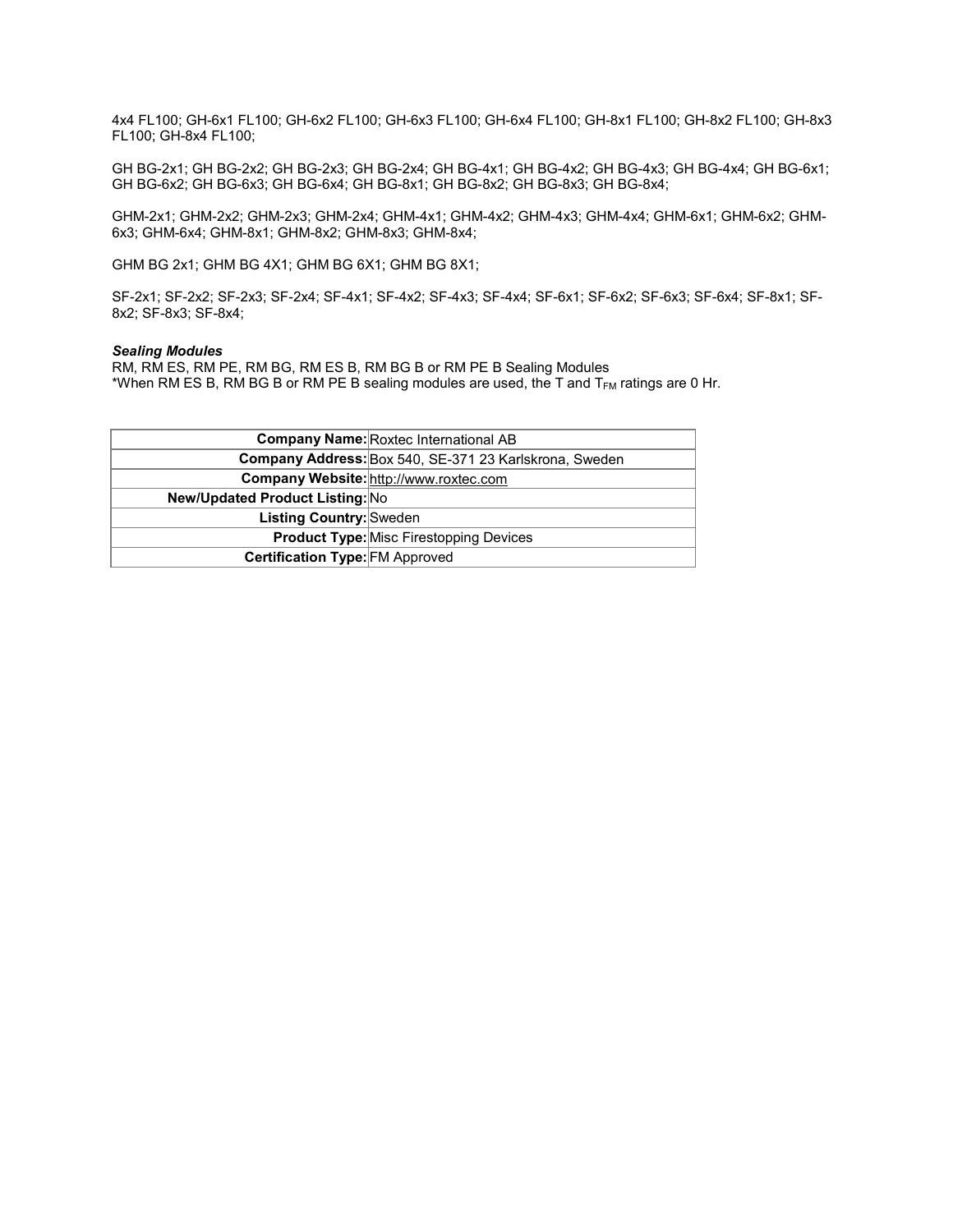4x4 FL100; GH-6x1 FL100; GH-6x2 FL100; GH-6x3 FL100; GH-6x4 FL100; GH-8x1 FL100; GH-8x2 FL100; GH-8x3 FL100; GH-8x4 FL100;

GH BG-2x1; GH BG-2x2; GH BG-2x3; GH BG-2x4; GH BG-4x1; GH BG-4x2; GH BG-4x3; GH BG-4x4; GH BG-6x1; GH BG-6x2; GH BG-6x3; GH BG-6x4; GH BG-8x1; GH BG-8x2; GH BG-8x3; GH BG-8x4;

GHM-2x1; GHM-2x2; GHM-2x3; GHM-2x4; GHM-4x1; GHM-4x2; GHM-4x3; GHM-4x4; GHM-6x1; GHM-6x2; GHM-6x3; GHM-6x4; GHM-8x1; GHM-8x2; GHM-8x3; GHM-8x4;

GHM BG 2x1; GHM BG 4X1; GHM BG 6X1; GHM BG 8X1;

SF-2x1; SF-2x2; SF-2x3; SF-2x4; SF-4x1; SF-4x2; SF-4x3; SF-4x4; SF-6x1; SF-6x2; SF-6x3; SF-6x4; SF-8x1; SF-8x2; SF-8x3; SF-8x4;

***Sealing Modules***

RM, RM ES, RM PE, RM BG, RM ES B, RM BG B or RM PE B Sealing Modules
*When RM ES B, RM BG B or RM PE B sealing modules are used, the T and $T_{FM}$ ratings are 0 Hr.

| | |
|---|---|
| **Company Name:** | Roxtec International AB |
| **Company Address:** | Box 540, SE-371 23 Karlskrona, Sweden |
| **Company Website:** | http://www.roxtec.com |
| **New/Updated Product Listing:** | No |
| **Listing Country:** | Sweden |
| **Product Type:** | Misc Firestopping Devices |
| **Certification Type:** | FM Approved |